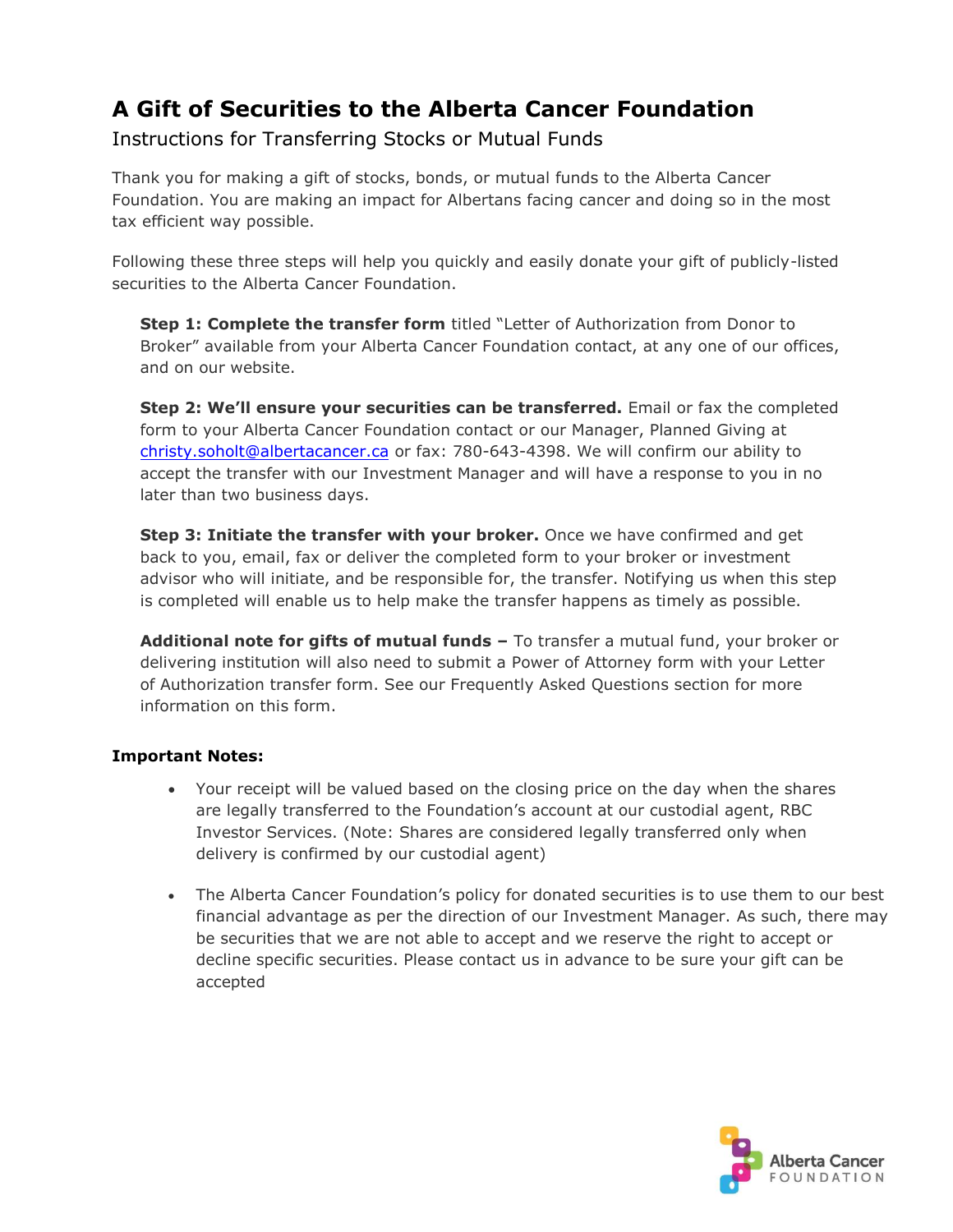# A Gift of Securities to the Alberta Cancer Foundation

## Instructions for Transferring Stocks or Mutual Funds

Thank you for making a gift of stocks, bonds, or mutual funds to the Alberta Cancer Foundation. You are making an impact for Albertans facing cancer and doing so in the most tax efficient way possible.

Following these three steps will help you quickly and easily donate your gift of publicly-listed securities to the Alberta Cancer Foundation.

**Step 1: Complete the transfer form** titled "Letter of Authorization from Donor to Broker" available from your Alberta Cancer Foundation contact, at any one of our offices, and on our website.

**Step 2: We'll ensure your securities can be transferred.** Email or fax the completed form to your Alberta Cancer Foundation contact or our Manager, Planned Giving at christy.soholt@albertacancer.ca or fax: 780-643-4398. We will confirm our ability to accept the transfer with our Investment Manager and will have a response to you in no later than two business days.

**Step 3: Initiate the transfer with your broker.** Once we have confirmed and get back to you, email, fax or deliver the completed form to your broker or investment advisor who will initiate, and be responsible for, the transfer. Notifying us when this step is completed will enable us to help make the transfer happens as timely as possible.

**Additional note for gifts of mutual funds –** To transfer a mutual fund, your broker or delivering institution will also need to submit a Power of Attorney form with your Letter of Authorization transfer form. See our Frequently Asked Questions section for more information on this form.

**Important Notes:**

- Your receipt will be valued based on the closing price on the day when the shares are legally transferred to the Foundation's account at our custodial agent, RBC Investor Services. (Note: Shares are considered legally transferred only when delivery is confirmed by our custodial agent)
- The Alberta Cancer Foundation's policy for donated securities is to use them to our best financial advantage as per the direction of our Investment Manager. As such, there may be securities that we are not able to accept and we reserve the right to accept or decline specific securities. Please contact us in advance to be sure your gift can be accepted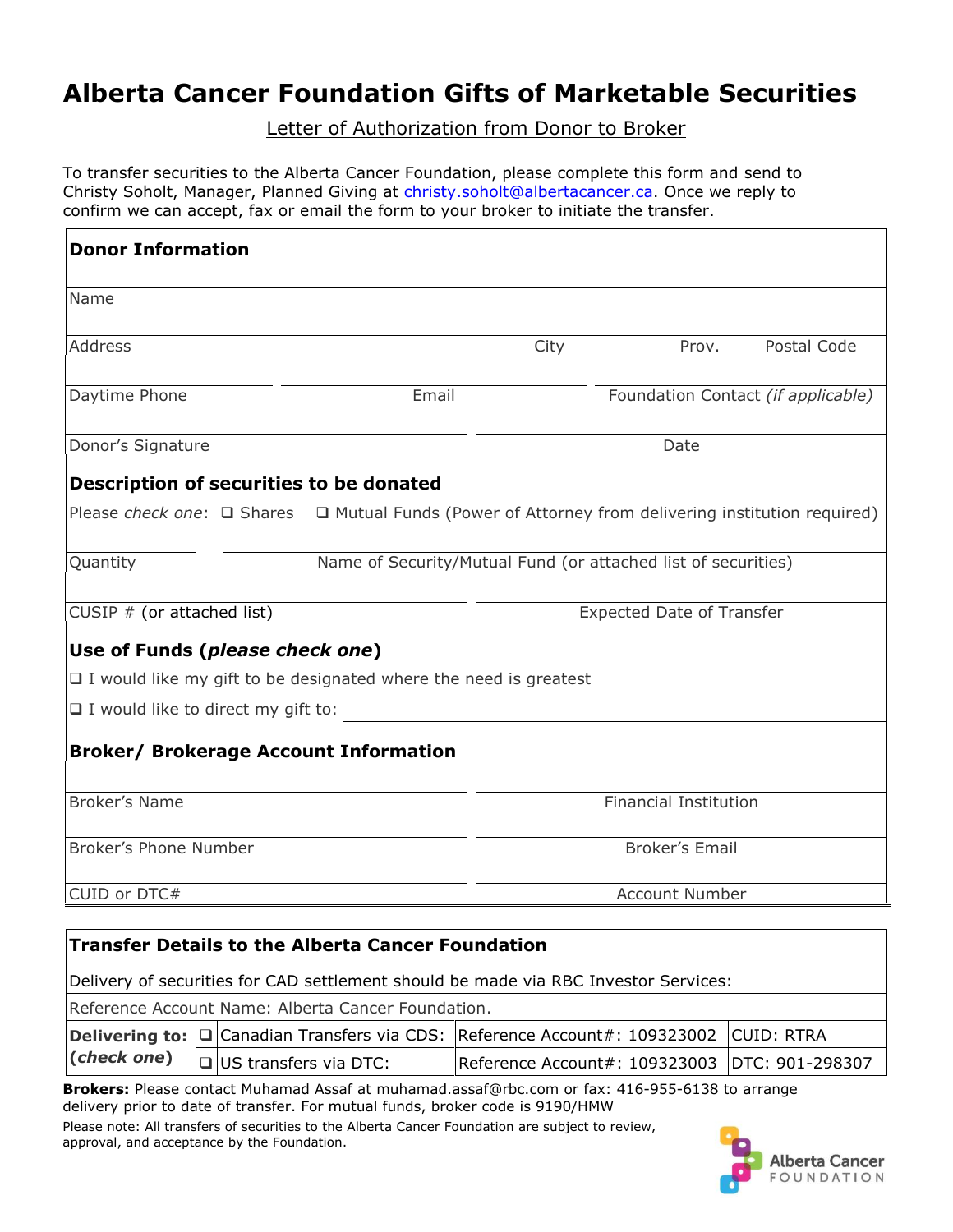# Alberta Cancer Foundation Gifts of Marketable Securities

Letter of Authorization from Donor to Broker

To transfer securities to the Alberta Cancer Foundation, please complete this form and send to Christy Soholt, Manager, Planned Giving at christy.soholt@albertacancer.ca. Once we reply to confirm we can accept, fax or email the form to your broker to initiate the transfer.

## Donor Information

Name

Address | City | Prov. | Postal Code

Daytime Phone | Email | Foundation Contact *(if applicable)*

Donor's Signature | Date

## Description of securities to be donated

Please *check one*: ❑ Shares ❑ Mutual Funds (Power of Attorney from delivering institution required)

Quantity | Name of Security/Mutual Fund (or attached list of securities)

CUSIP # (or attached list) | Expected Date of Transfer

## Use of Funds (*please check one*)

❑ I would like my gift to be designated where the need is greatest

❑ I would like to direct my gift to: ________________________

## Broker/ Brokerage Account Information

Broker's Name | Financial Institution

Broker's Phone Number | Broker's Email

CUID or DTC# | Account Number

## Transfer Details to the Alberta Cancer Foundation

Delivery of securities for CAD settlement should be made via RBC Investor Services:

Reference Account Name: Alberta Cancer Foundation.

| **Delivering to: (*check one*)** | ❑ | Canadian Transfers via CDS: | Reference Account#: 109323002 | CUID: RTRA |
|---|---|---|---|---|
| | ❑ | US transfers via DTC: | Reference Account#: 109323003 | DTC: 901-298307 |

**Brokers:** Please contact Muhamad Assaf at muhamad.assaf@rbc.com or fax: 416-955-6138 to arrange delivery prior to date of transfer. For mutual funds, broker code is 9190/HMW

Please note: All transfers of securities to the Alberta Cancer Foundation are subject to review, approval, and acceptance by the Foundation.

Alberta Cancer FOUNDATION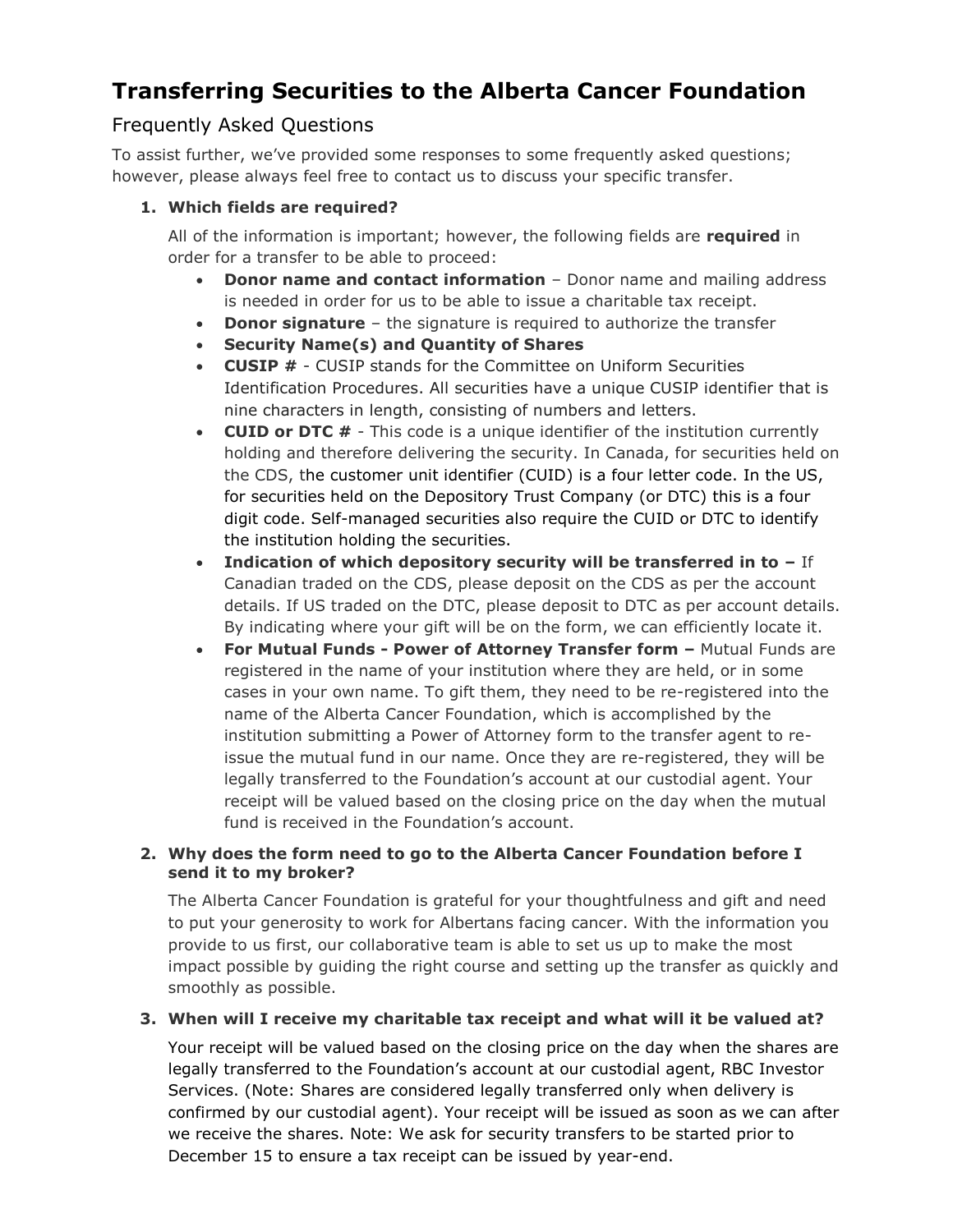# Transferring Securities to the Alberta Cancer Foundation

## Frequently Asked Questions

To assist further, we've provided some responses to some frequently asked questions; however, please always feel free to contact us to discuss your specific transfer.

1. **Which fields are required?**

   All of the information is important; however, the following fields are **required** in order for a transfer to be able to proceed:

   - **Donor name and contact information** – Donor name and mailing address is needed in order for us to be able to issue a charitable tax receipt.
   - **Donor signature** – the signature is required to authorize the transfer
   - **Security Name(s) and Quantity of Shares**
   - **CUSIP #** - CUSIP stands for the Committee on Uniform Securities Identification Procedures. All securities have a unique CUSIP identifier that is nine characters in length, consisting of numbers and letters.
   - **CUID or DTC #** - This code is a unique identifier of the institution currently holding and therefore delivering the security. In Canada, for securities held on the CDS, the customer unit identifier (CUID) is a four letter code. In the US, for securities held on the Depository Trust Company (or DTC) this is a four digit code. Self-managed securities also require the CUID or DTC to identify the institution holding the securities.
   - **Indication of which depository security will be transferred in to –** If Canadian traded on the CDS, please deposit on the CDS as per the account details. If US traded on the DTC, please deposit to DTC as per account details. By indicating where your gift will be on the form, we can efficiently locate it.
   - **For Mutual Funds - Power of Attorney Transfer form –** Mutual Funds are registered in the name of your institution where they are held, or in some cases in your own name. To gift them, they need to be re-registered into the name of the Alberta Cancer Foundation, which is accomplished by the institution submitting a Power of Attorney form to the transfer agent to re-issue the mutual fund in our name. Once they are re-registered, they will be legally transferred to the Foundation's account at our custodial agent. Your receipt will be valued based on the closing price on the day when the mutual fund is received in the Foundation's account.

2. **Why does the form need to go to the Alberta Cancer Foundation before I send it to my broker?**

   The Alberta Cancer Foundation is grateful for your thoughtfulness and gift and need to put your generosity to work for Albertans facing cancer. With the information you provide to us first, our collaborative team is able to set us up to make the most impact possible by guiding the right course and setting up the transfer as quickly and smoothly as possible.

3. **When will I receive my charitable tax receipt and what will it be valued at?**

   Your receipt will be valued based on the closing price on the day when the shares are legally transferred to the Foundation's account at our custodial agent, RBC Investor Services. (Note: Shares are considered legally transferred only when delivery is confirmed by our custodial agent). Your receipt will be issued as soon as we can after we receive the shares. Note: We ask for security transfers to be started prior to December 15 to ensure a tax receipt can be issued by year-end.